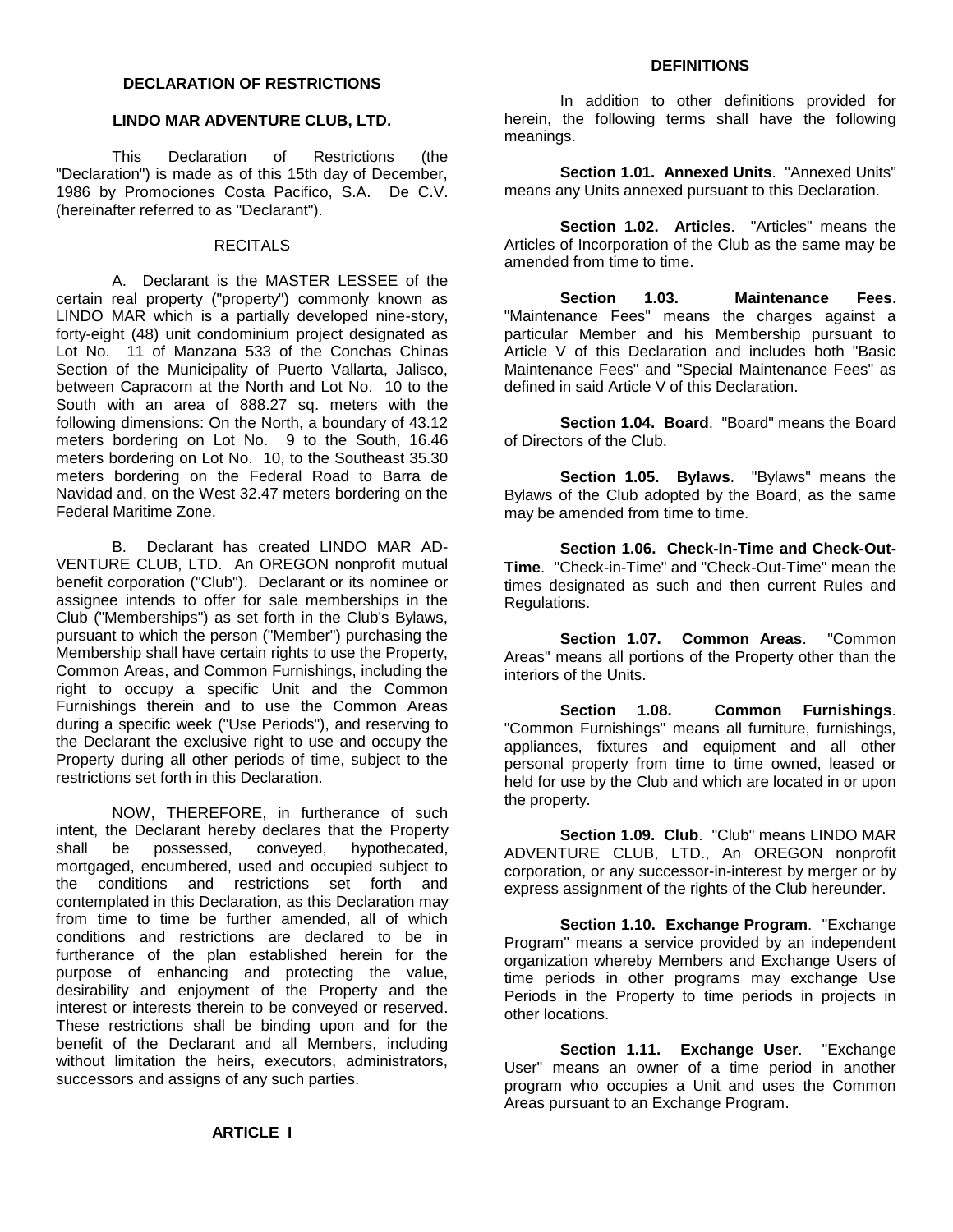# DECLARATION OF RESTRICTIONS

## LINDO MAR ADVENTURE CLUB, LTD.

This Declaration of Restrictions (the "Declaration") is made as of this 15th day of December, 1986 by Promociones Costa Pacifico, S.A. De C.V. (hereinafter referred to as "Declarant").

### RECITALS

A. Declarant is the MASTER LESSEE of the certain real property ("property") commonly known as LINDO MAR which is a partially developed nine-story, forty-eight (48) unit condominium project designated as Lot No. 11 of Manzana 533 of the Conchas Chinas Section of the Municipality of Puerto Vallarta, Jalisco, between Capracorn at the North and Lot No. 10 to the South with an area of 888.27 sq. meters with the following dimensions: On the North, a boundary of 43.12 meters bordering on Lot No. 9 to the South, 16.46 meters bordering on Lot No. 10, to the Southeast 35.30 meters bordering on the Federal Road to Barra de Navidad and, on the West 32.47 meters bordering on the Federal Maritime Zone.

B. Declarant has created LINDO MAR AD-VENTURE CLUB, LTD. An OREGON nonprofit mutual benefit corporation ("Club"). Declarant or its nominee or assignee intends to offer for sale memberships in the Club ("Memberships") as set forth in the Club's Bylaws, pursuant to which the person ("Member") purchasing the Membership shall have certain rights to use the Property, Common Areas, and Common Furnishings, including the right to occupy a specific Unit and the Common Furnishings therein and to use the Common Areas during a specific week ("Use Periods"), and reserving to the Declarant the exclusive right to use and occupy the Property during all other periods of time, subject to the restrictions set forth in this Declaration.

NOW, THEREFORE, in furtherance of such intent, the Declarant hereby declares that the Property shall be possessed, conveyed, hypothecated, mortgaged, encumbered, used and occupied subject to the conditions and restrictions set forth and contemplated in this Declaration, as this Declaration may from time to time be further amended, all of which conditions and restrictions are declared to be in furtherance of the plan established herein for the purpose of enhancing and protecting the value, desirability and enjoyment of the Property and the interest or interests therein to be conveyed or reserved. These restrictions shall be binding upon and for the benefit of the Declarant and all Members, including without limitation the heirs, executors, administrators, successors and assigns of any such parties.

## ARTICLE I

### DEFINITIONS

In addition to other definitions provided for herein, the following terms shall have the following meanings.

**Section 1.01. Annexed Units**. "Annexed Units" means any Units annexed pursuant to this Declaration.

**Section 1.02. Articles**. "Articles" means the Articles of Incorporation of the Club as the same may be amended from time to time.

**Section 1.03. Maintenance Fees**. "Maintenance Fees" means the charges against a particular Member and his Membership pursuant to Article V of this Declaration and includes both "Basic Maintenance Fees" and "Special Maintenance Fees" as defined in said Article V of this Declaration.

**Section 1.04. Board**. "Board" means the Board of Directors of the Club.

**Section 1.05. Bylaws**. "Bylaws" means the Bylaws of the Club adopted by the Board, as the same may be amended from time to time.

**Section 1.06. Check-In-Time and Check-Out-Time**. "Check-in-Time" and "Check-Out-Time" mean the times designated as such and then current Rules and Regulations.

**Section 1.07. Common Areas**. "Common Areas" means all portions of the Property other than the interiors of the Units.

**Section 1.08. Common Furnishings**. "Common Furnishings" means all furniture, furnishings, appliances, fixtures and equipment and all other personal property from time to time owned, leased or held for use by the Club and which are located in or upon the property.

**Section 1.09. Club**. "Club" means LINDO MAR ADVENTURE CLUB, LTD., An OREGON nonprofit corporation, or any successor-in-interest by merger or by express assignment of the rights of the Club hereunder.

**Section 1.10. Exchange Program**. "Exchange Program" means a service provided by an independent organization whereby Members and Exchange Users of time periods in other programs may exchange Use Periods in the Property to time periods in projects in other locations.

**Section 1.11. Exchange User**. "Exchange User" means an owner of a time period in another program who occupies a Unit and uses the Common Areas pursuant to an Exchange Program.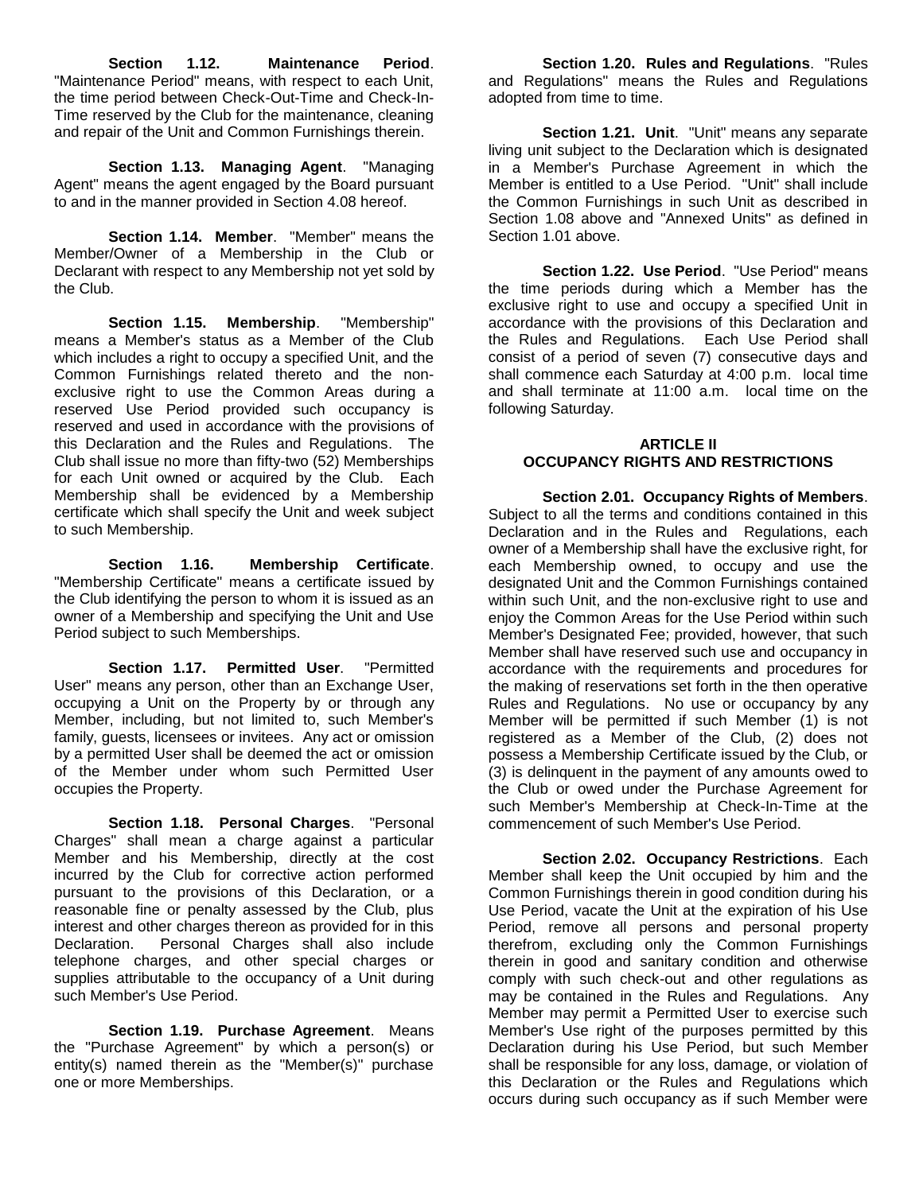**Section 1.12. Maintenance Period**. "Maintenance Period" means, with respect to each Unit, the time period between Check-Out-Time and Check-In-Time reserved by the Club for the maintenance, cleaning and repair of the Unit and Common Furnishings therein.

**Section 1.13. Managing Agent**. "Managing Agent" means the agent engaged by the Board pursuant to and in the manner provided in Section 4.08 hereof.

**Section 1.14. Member**. "Member" means the Member/Owner of a Membership in the Club or Declarant with respect to any Membership not yet sold by the Club.

**Section 1.15. Membership**. "Membership" means a Member's status as a Member of the Club which includes a right to occupy a specified Unit, and the Common Furnishings related thereto and the non-exclusive right to use the Common Areas during a reserved Use Period provided such occupancy is reserved and used in accordance with the provisions of this Declaration and the Rules and Regulations. The Club shall issue no more than fifty-two (52) Memberships for each Unit owned or acquired by the Club. Each Membership shall be evidenced by a Membership certificate which shall specify the Unit and week subject to such Membership.

**Section 1.16. Membership Certificate**. "Membership Certificate" means a certificate issued by the Club identifying the person to whom it is issued as an owner of a Membership and specifying the Unit and Use Period subject to such Memberships.

**Section 1.17. Permitted User**. "Permitted User" means any person, other than an Exchange User, occupying a Unit on the Property by or through any Member, including, but not limited to, such Member's family, guests, licensees or invitees. Any act or omission by a permitted User shall be deemed the act or omission of the Member under whom such Permitted User occupies the Property.

**Section 1.18. Personal Charges**. "Personal Charges" shall mean a charge against a particular Member and his Membership, directly at the cost incurred by the Club for corrective action performed pursuant to the provisions of this Declaration, or a reasonable fine or penalty assessed by the Club, plus interest and other charges thereon as provided for in this Declaration. Personal Charges shall also include telephone charges, and other special charges or supplies attributable to the occupancy of a Unit during such Member's Use Period.

**Section 1.19. Purchase Agreement**. Means the "Purchase Agreement" by which a person(s) or entity(s) named therein as the "Member(s)" purchase one or more Memberships.

**Section 1.20. Rules and Regulations**. "Rules and Regulations" means the Rules and Regulations adopted from time to time.

**Section 1.21. Unit**. "Unit" means any separate living unit subject to the Declaration which is designated in a Member's Purchase Agreement in which the Member is entitled to a Use Period. "Unit" shall include the Common Furnishings in such Unit as described in Section 1.08 above and "Annexed Units" as defined in Section 1.01 above.

**Section 1.22. Use Period**. "Use Period" means the time periods during which a Member has the exclusive right to use and occupy a specified Unit in accordance with the provisions of this Declaration and the Rules and Regulations. Each Use Period shall consist of a period of seven (7) consecutive days and shall commence each Saturday at 4:00 p.m. local time and shall terminate at 11:00 a.m. local time on the following Saturday.

## ARTICLE II
## OCCUPANCY RIGHTS AND RESTRICTIONS

**Section 2.01. Occupancy Rights of Members**. Subject to all the terms and conditions contained in this Declaration and in the Rules and Regulations, each owner of a Membership shall have the exclusive right, for each Membership owned, to occupy and use the designated Unit and the Common Furnishings contained within such Unit, and the non-exclusive right to use and enjoy the Common Areas for the Use Period within such Member's Designated Fee; provided, however, that such Member shall have reserved such use and occupancy in accordance with the requirements and procedures for the making of reservations set forth in the then operative Rules and Regulations. No use or occupancy by any Member will be permitted if such Member (1) is not registered as a Member of the Club, (2) does not possess a Membership Certificate issued by the Club, or (3) is delinquent in the payment of any amounts owed to the Club or owed under the Purchase Agreement for such Member's Membership at Check-In-Time at the commencement of such Member's Use Period.

**Section 2.02. Occupancy Restrictions**. Each Member shall keep the Unit occupied by him and the Common Furnishings therein in good condition during his Use Period, vacate the Unit at the expiration of his Use Period, remove all persons and personal property therefrom, excluding only the Common Furnishings therein in good and sanitary condition and otherwise comply with such check-out and other regulations as may be contained in the Rules and Regulations. Any Member may permit a Permitted User to exercise such Member's Use right of the purposes permitted by this Declaration during his Use Period, but such Member shall be responsible for any loss, damage, or violation of this Declaration or the Rules and Regulations which occurs during such occupancy as if such Member were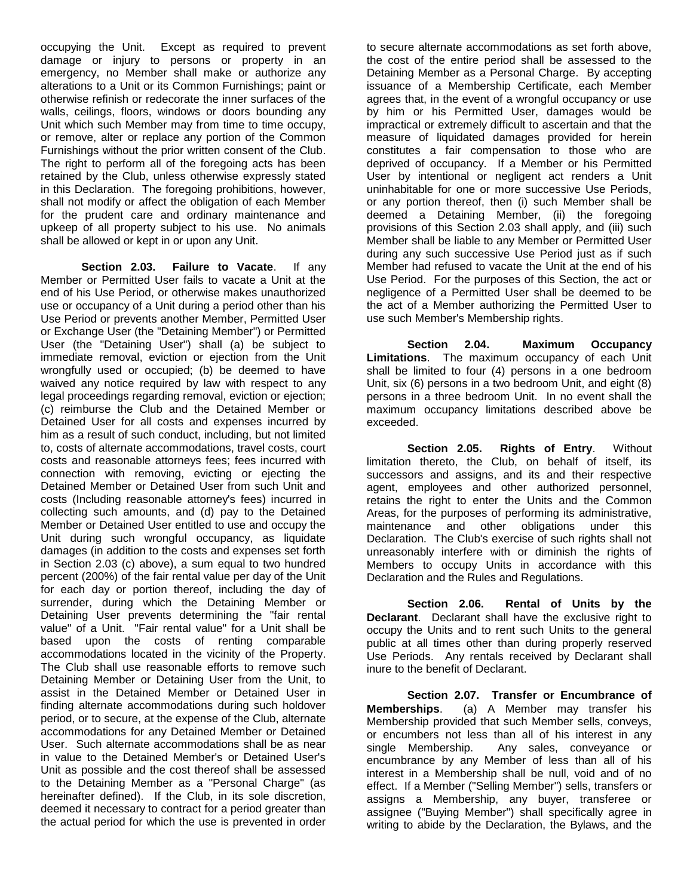occupying the Unit. Except as required to prevent damage or injury to persons or property in an emergency, no Member shall make or authorize any alterations to a Unit or its Common Furnishings; paint or otherwise refinish or redecorate the inner surfaces of the walls, ceilings, floors, windows or doors bounding any Unit which such Member may from time to time occupy, or remove, alter or replace any portion of the Common Furnishings without the prior written consent of the Club. The right to perform all of the foregoing acts has been retained by the Club, unless otherwise expressly stated in this Declaration. The foregoing prohibitions, however, shall not modify or affect the obligation of each Member for the prudent care and ordinary maintenance and upkeep of all property subject to his use. No animals shall be allowed or kept in or upon any Unit.

**Section 2.03. Failure to Vacate**. If any Member or Permitted User fails to vacate a Unit at the end of his Use Period, or otherwise makes unauthorized use or occupancy of a Unit during a period other than his Use Period or prevents another Member, Permitted User or Exchange User (the "Detaining Member") or Permitted User (the "Detaining User") shall (a) be subject to immediate removal, eviction or ejection from the Unit wrongfully used or occupied; (b) be deemed to have waived any notice required by law with respect to any legal proceedings regarding removal, eviction or ejection; (c) reimburse the Club and the Detained Member or Detained User for all costs and expenses incurred by him as a result of such conduct, including, but not limited to, costs of alternate accommodations, travel costs, court costs and reasonable attorneys fees; fees incurred with connection with removing, evicting or ejecting the Detained Member or Detained User from such Unit and costs (Including reasonable attorney's fees) incurred in collecting such amounts, and (d) pay to the Detained Member or Detained User entitled to use and occupy the Unit during such wrongful occupancy, as liquidate damages (in addition to the costs and expenses set forth in Section 2.03 (c) above), a sum equal to two hundred percent (200%) of the fair rental value per day of the Unit for each day or portion thereof, including the day of surrender, during which the Detaining Member or Detaining User prevents determining the "fair rental value" of a Unit. "Fair rental value" for a Unit shall be based upon the costs of renting comparable accommodations located in the vicinity of the Property. The Club shall use reasonable efforts to remove such Detaining Member or Detaining User from the Unit, to assist in the Detained Member or Detained User in finding alternate accommodations during such holdover period, or to secure, at the expense of the Club, alternate accommodations for any Detained Member or Detained User. Such alternate accommodations shall be as near in value to the Detained Member's or Detained User's Unit as possible and the cost thereof shall be assessed to the Detaining Member as a "Personal Charge" (as hereinafter defined). If the Club, in its sole discretion, deemed it necessary to contract for a period greater than the actual period for which the use is prevented in order to secure alternate accommodations as set forth above, the cost of the entire period shall be assessed to the Detaining Member as a Personal Charge. By accepting issuance of a Membership Certificate, each Member agrees that, in the event of a wrongful occupancy or use by him or his Permitted User, damages would be impractical or extremely difficult to ascertain and that the measure of liquidated damages provided for herein constitutes a fair compensation to those who are deprived of occupancy. If a Member or his Permitted User by intentional or negligent act renders a Unit uninhabitable for one or more successive Use Periods, or any portion thereof, then (i) such Member shall be deemed a Detaining Member, (ii) the foregoing provisions of this Section 2.03 shall apply, and (iii) such Member shall be liable to any Member or Permitted User during any such successive Use Period just as if such Member had refused to vacate the Unit at the end of his Use Period. For the purposes of this Section, the act or negligence of a Permitted User shall be deemed to be the act of a Member authorizing the Permitted User to use such Member's Membership rights.

**Section 2.04. Maximum Occupancy Limitations**. The maximum occupancy of each Unit shall be limited to four (4) persons in a one bedroom Unit, six (6) persons in a two bedroom Unit, and eight (8) persons in a three bedroom Unit. In no event shall the maximum occupancy limitations described above be exceeded.

**Section 2.05. Rights of Entry**. Without limitation thereto, the Club, on behalf of itself, its successors and assigns, and its and their respective agent, employees and other authorized personnel, retains the right to enter the Units and the Common Areas, for the purposes of performing its administrative, maintenance and other obligations under this Declaration. The Club's exercise of such rights shall not unreasonably interfere with or diminish the rights of Members to occupy Units in accordance with this Declaration and the Rules and Regulations.

**Section 2.06. Rental of Units by the Declarant**. Declarant shall have the exclusive right to occupy the Units and to rent such Units to the general public at all times other than during properly reserved Use Periods. Any rentals received by Declarant shall inure to the benefit of Declarant.

**Section 2.07. Transfer or Encumbrance of Memberships**. (a) A Member may transfer his Membership provided that such Member sells, conveys, or encumbers not less than all of his interest in any single Membership. Any sales, conveyance or encumbrance by any Member of less than all of his interest in a Membership shall be null, void and of no effect. If a Member ("Selling Member") sells, transfers or assigns a Membership, any buyer, transferee or assignee ("Buying Member") shall specifically agree in writing to abide by the Declaration, the Bylaws, and the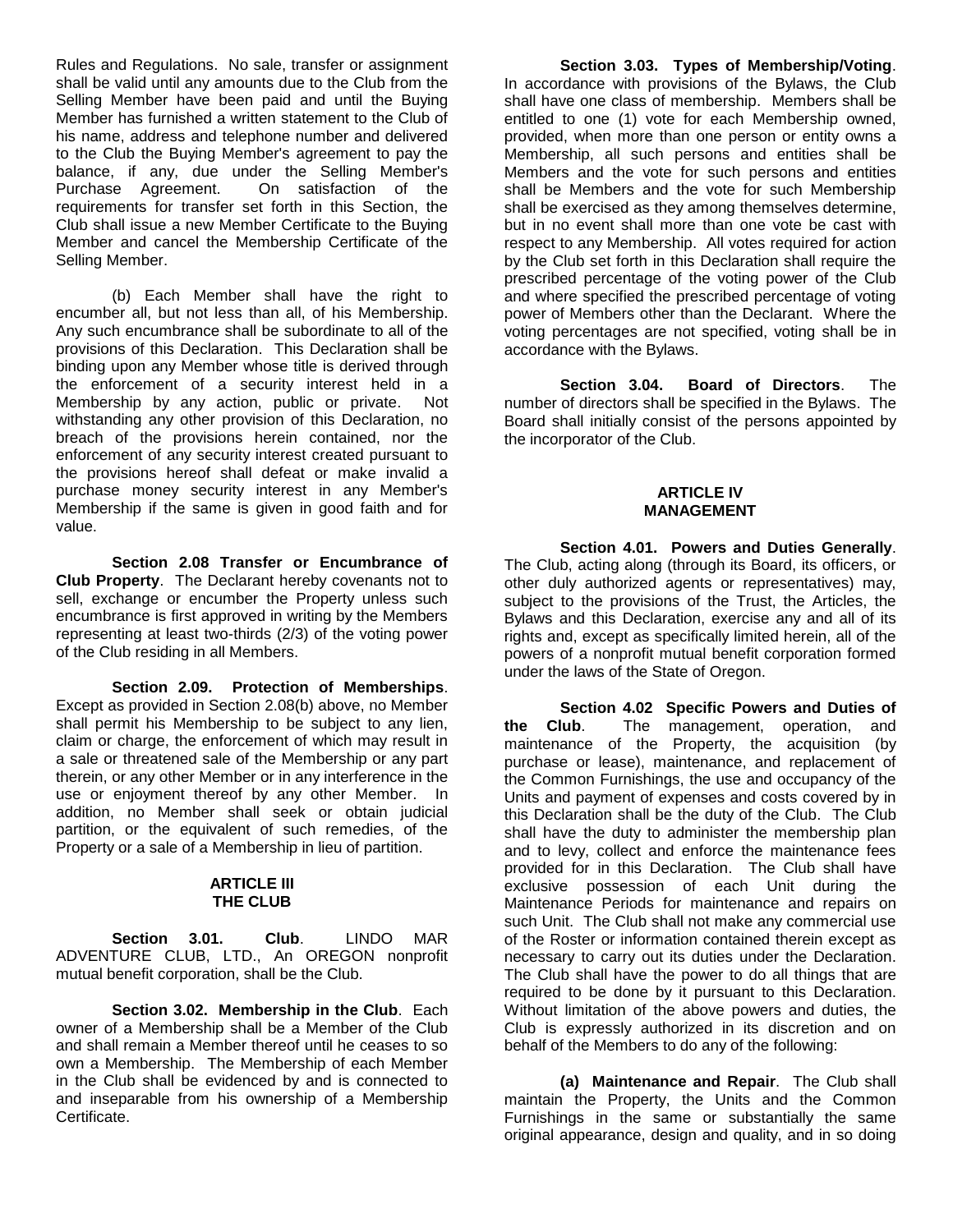Rules and Regulations. No sale, transfer or assignment shall be valid until any amounts due to the Club from the Selling Member have been paid and until the Buying Member has furnished a written statement to the Club of his name, address and telephone number and delivered to the Club the Buying Member's agreement to pay the balance, if any, due under the Selling Member's Purchase Agreement. On satisfaction of the requirements for transfer set forth in this Section, the Club shall issue a new Member Certificate to the Buying Member and cancel the Membership Certificate of the Selling Member.

(b) Each Member shall have the right to encumber all, but not less than all, of his Membership. Any such encumbrance shall be subordinate to all of the provisions of this Declaration. This Declaration shall be binding upon any Member whose title is derived through the enforcement of a security interest held in a Membership by any action, public or private. Not withstanding any other provision of this Declaration, no breach of the provisions herein contained, nor the enforcement of any security interest created pursuant to the provisions hereof shall defeat or make invalid a purchase money security interest in any Member's Membership if the same is given in good faith and for value.

**Section 2.08 Transfer or Encumbrance of Club Property**. The Declarant hereby covenants not to sell, exchange or encumber the Property unless such encumbrance is first approved in writing by the Members representing at least two-thirds (2/3) of the voting power of the Club residing in all Members.

**Section 2.09. Protection of Memberships**. Except as provided in Section 2.08(b) above, no Member shall permit his Membership to be subject to any lien, claim or charge, the enforcement of which may result in a sale or threatened sale of the Membership or any part therein, or any other Member or in any interference in the use or enjoyment thereof by any other Member. In addition, no Member shall seek or obtain judicial partition, or the equivalent of such remedies, of the Property or a sale of a Membership in lieu of partition.

## ARTICLE III
## THE CLUB

**Section 3.01. Club**. LINDO MAR ADVENTURE CLUB, LTD., An OREGON nonprofit mutual benefit corporation, shall be the Club.

**Section 3.02. Membership in the Club**. Each owner of a Membership shall be a Member of the Club and shall remain a Member thereof until he ceases to so own a Membership. The Membership of each Member in the Club shall be evidenced by and is connected to and inseparable from his ownership of a Membership Certificate.

**Section 3.03. Types of Membership/Voting**. In accordance with provisions of the Bylaws, the Club shall have one class of membership. Members shall be entitled to one (1) vote for each Membership owned, provided, when more than one person or entity owns a Membership, all such persons and entities shall be Members and the vote for such persons and entities shall be Members and the vote for such Membership shall be exercised as they among themselves determine, but in no event shall more than one vote be cast with respect to any Membership. All votes required for action by the Club set forth in this Declaration shall require the prescribed percentage of the voting power of the Club and where specified the prescribed percentage of voting power of Members other than the Declarant. Where the voting percentages are not specified, voting shall be in accordance with the Bylaws.

**Section 3.04. Board of Directors**. The number of directors shall be specified in the Bylaws. The Board shall initially consist of the persons appointed by the incorporator of the Club.

## ARTICLE IV
## MANAGEMENT

**Section 4.01. Powers and Duties Generally**. The Club, acting along (through its Board, its officers, or other duly authorized agents or representatives) may, subject to the provisions of the Trust, the Articles, the Bylaws and this Declaration, exercise any and all of its rights and, except as specifically limited herein, all of the powers of a nonprofit mutual benefit corporation formed under the laws of the State of Oregon.

**Section 4.02 Specific Powers and Duties of the Club**. The management, operation, and maintenance of the Property, the acquisition (by purchase or lease), maintenance, and replacement of the Common Furnishings, the use and occupancy of the Units and payment of expenses and costs covered by in this Declaration shall be the duty of the Club. The Club shall have the duty to administer the membership plan and to levy, collect and enforce the maintenance fees provided for in this Declaration. The Club shall have exclusive possession of each Unit during the Maintenance Periods for maintenance and repairs on such Unit. The Club shall not make any commercial use of the Roster or information contained therein except as necessary to carry out its duties under the Declaration. The Club shall have the power to do all things that are required to be done by it pursuant to this Declaration. Without limitation of the above powers and duties, the Club is expressly authorized in its discretion and on behalf of the Members to do any of the following:

**(a) Maintenance and Repair**. The Club shall maintain the Property, the Units and the Common Furnishings in the same or substantially the same original appearance, design and quality, and in so doing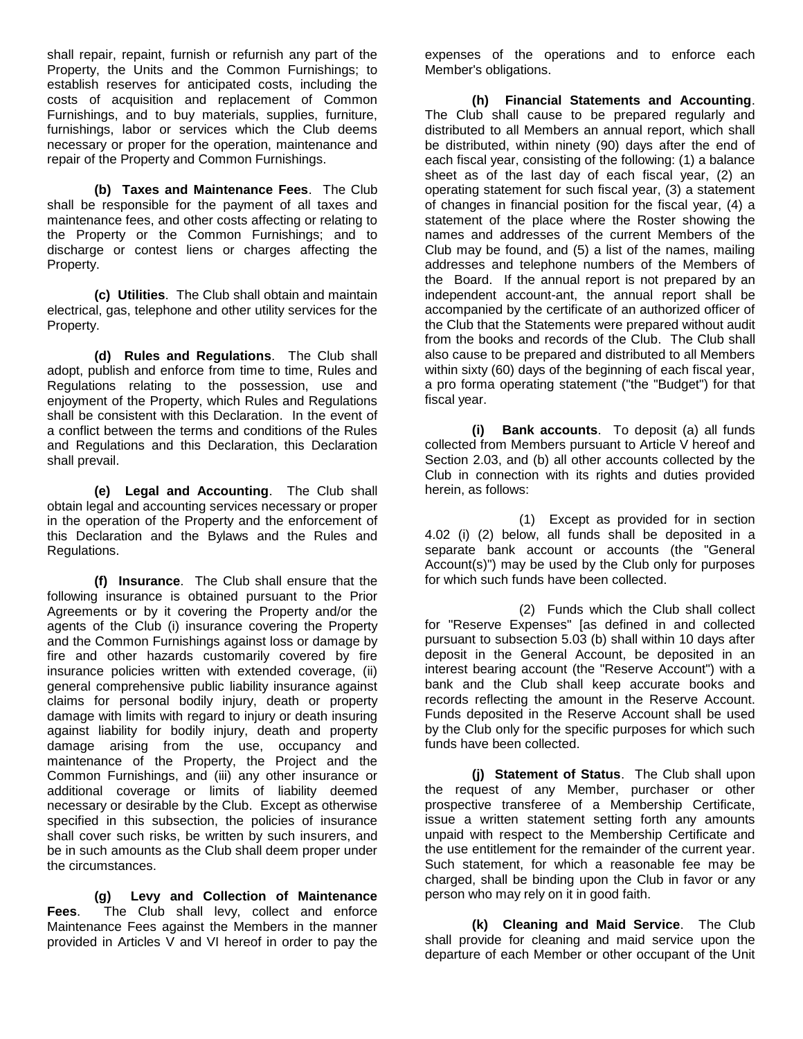shall repair, repaint, furnish or refurnish any part of the Property, the Units and the Common Furnishings; to establish reserves for anticipated costs, including the costs of acquisition and replacement of Common Furnishings, and to buy materials, supplies, furniture, furnishings, labor or services which the Club deems necessary or proper for the operation, maintenance and repair of the Property and Common Furnishings.

**(b) Taxes and Maintenance Fees**. The Club shall be responsible for the payment of all taxes and maintenance fees, and other costs affecting or relating to the Property or the Common Furnishings; and to discharge or contest liens or charges affecting the Property.

**(c) Utilities**. The Club shall obtain and maintain electrical, gas, telephone and other utility services for the Property.

**(d) Rules and Regulations**. The Club shall adopt, publish and enforce from time to time, Rules and Regulations relating to the possession, use and enjoyment of the Property, which Rules and Regulations shall be consistent with this Declaration. In the event of a conflict between the terms and conditions of the Rules and Regulations and this Declaration, this Declaration shall prevail.

**(e) Legal and Accounting**. The Club shall obtain legal and accounting services necessary or proper in the operation of the Property and the enforcement of this Declaration and the Bylaws and the Rules and Regulations.

**(f) Insurance**. The Club shall ensure that the following insurance is obtained pursuant to the Prior Agreements or by it covering the Property and/or the agents of the Club (i) insurance covering the Property and the Common Furnishings against loss or damage by fire and other hazards customarily covered by fire insurance policies written with extended coverage, (ii) general comprehensive public liability insurance against claims for personal bodily injury, death or property damage with limits with regard to injury or death insuring against liability for bodily injury, death and property damage arising from the use, occupancy and maintenance of the Property, the Project and the Common Furnishings, and (iii) any other insurance or additional coverage or limits of liability deemed necessary or desirable by the Club. Except as otherwise specified in this subsection, the policies of insurance shall cover such risks, be written by such insurers, and be in such amounts as the Club shall deem proper under the circumstances.

**(g) Levy and Collection of Maintenance Fees**. The Club shall levy, collect and enforce Maintenance Fees against the Members in the manner provided in Articles V and VI hereof in order to pay the expenses of the operations and to enforce each Member's obligations.

**(h) Financial Statements and Accounting**. The Club shall cause to be prepared regularly and distributed to all Members an annual report, which shall be distributed, within ninety (90) days after the end of each fiscal year, consisting of the following: (1) a balance sheet as of the last day of each fiscal year, (2) an operating statement for such fiscal year, (3) a statement of changes in financial position for the fiscal year, (4) a statement of the place where the Roster showing the names and addresses of the current Members of the Club may be found, and (5) a list of the names, mailing addresses and telephone numbers of the Members of the Board. If the annual report is not prepared by an independent account-ant, the annual report shall be accompanied by the certificate of an authorized officer of the Club that the Statements were prepared without audit from the books and records of the Club. The Club shall also cause to be prepared and distributed to all Members within sixty (60) days of the beginning of each fiscal year, a pro forma operating statement ("the "Budget") for that fiscal year.

**(i) Bank accounts**. To deposit (a) all funds collected from Members pursuant to Article V hereof and Section 2.03, and (b) all other accounts collected by the Club in connection with its rights and duties provided herein, as follows:

(1) Except as provided for in section 4.02 (i) (2) below, all funds shall be deposited in a separate bank account or accounts (the "General Account(s)") may be used by the Club only for purposes for which such funds have been collected.

(2) Funds which the Club shall collect for "Reserve Expenses" [as defined in and collected pursuant to subsection 5.03 (b) shall within 10 days after deposit in the General Account, be deposited in an interest bearing account (the "Reserve Account") with a bank and the Club shall keep accurate books and records reflecting the amount in the Reserve Account. Funds deposited in the Reserve Account shall be used by the Club only for the specific purposes for which such funds have been collected.

**(j) Statement of Status**. The Club shall upon the request of any Member, purchaser or other prospective transferee of a Membership Certificate, issue a written statement setting forth any amounts unpaid with respect to the Membership Certificate and the use entitlement for the remainder of the current year. Such statement, for which a reasonable fee may be charged, shall be binding upon the Club in favor or any person who may rely on it in good faith.

**(k) Cleaning and Maid Service**. The Club shall provide for cleaning and maid service upon the departure of each Member or other occupant of the Unit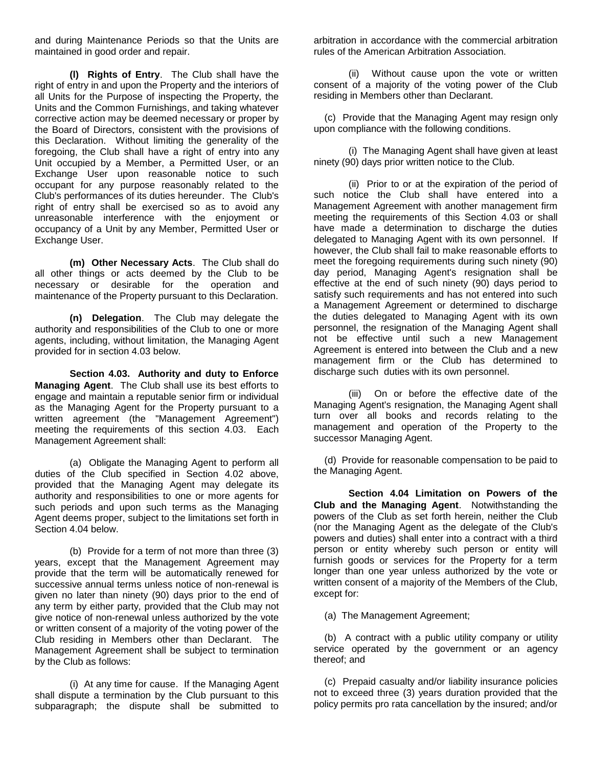and during Maintenance Periods so that the Units are maintained in good order and repair.

**(l) Rights of Entry**. The Club shall have the right of entry in and upon the Property and the interiors of all Units for the Purpose of inspecting the Property, the Units and the Common Furnishings, and taking whatever corrective action may be deemed necessary or proper by the Board of Directors, consistent with the provisions of this Declaration. Without limiting the generality of the foregoing, the Club shall have a right of entry into any Unit occupied by a Member, a Permitted User, or an Exchange User upon reasonable notice to such occupant for any purpose reasonably related to the Club's performances of its duties hereunder. The Club's right of entry shall be exercised so as to avoid any unreasonable interference with the enjoyment or occupancy of a Unit by any Member, Permitted User or Exchange User.

**(m) Other Necessary Acts**. The Club shall do all other things or acts deemed by the Club to be necessary or desirable for the operation and maintenance of the Property pursuant to this Declaration.

**(n) Delegation**. The Club may delegate the authority and responsibilities of the Club to one or more agents, including, without limitation, the Managing Agent provided for in section 4.03 below.

**Section 4.03. Authority and duty to Enforce Managing Agent**. The Club shall use its best efforts to engage and maintain a reputable senior firm or individual as the Managing Agent for the Property pursuant to a written agreement (the "Management Agreement") meeting the requirements of this section 4.03. Each Management Agreement shall:

(a) Obligate the Managing Agent to perform all duties of the Club specified in Section 4.02 above, provided that the Managing Agent may delegate its authority and responsibilities to one or more agents for such periods and upon such terms as the Managing Agent deems proper, subject to the limitations set forth in Section 4.04 below.

(b) Provide for a term of not more than three (3) years, except that the Management Agreement may provide that the term will be automatically renewed for successive annual terms unless notice of non-renewal is given no later than ninety (90) days prior to the end of any term by either party, provided that the Club may not give notice of non-renewal unless authorized by the vote or written consent of a majority of the voting power of the Club residing in Members other than Declarant. The Management Agreement shall be subject to termination by the Club as follows:

(i) At any time for cause. If the Managing Agent shall dispute a termination by the Club pursuant to this subparagraph; the dispute shall be submitted to arbitration in accordance with the commercial arbitration rules of the American Arbitration Association.

(ii) Without cause upon the vote or written consent of a majority of the voting power of the Club residing in Members other than Declarant.

(c) Provide that the Managing Agent may resign only upon compliance with the following conditions.

(i) The Managing Agent shall have given at least ninety (90) days prior written notice to the Club.

(ii) Prior to or at the expiration of the period of such notice the Club shall have entered into a Management Agreement with another management firm meeting the requirements of this Section 4.03 or shall have made a determination to discharge the duties delegated to Managing Agent with its own personnel. If however, the Club shall fail to make reasonable efforts to meet the foregoing requirements during such ninety (90) day period, Managing Agent's resignation shall be effective at the end of such ninety (90) days period to satisfy such requirements and has not entered into such a Management Agreement or determined to discharge the duties delegated to Managing Agent with its own personnel, the resignation of the Managing Agent shall not be effective until such a new Management Agreement is entered into between the Club and a new management firm or the Club has determined to discharge such duties with its own personnel.

(iii) On or before the effective date of the Managing Agent's resignation, the Managing Agent shall turn over all books and records relating to the management and operation of the Property to the successor Managing Agent.

(d) Provide for reasonable compensation to be paid to the Managing Agent.

**Section 4.04 Limitation on Powers of the Club and the Managing Agent**. Notwithstanding the powers of the Club as set forth herein, neither the Club (nor the Managing Agent as the delegate of the Club's powers and duties) shall enter into a contract with a third person or entity whereby such person or entity will furnish goods or services for the Property for a term longer than one year unless authorized by the vote or written consent of a majority of the Members of the Club, except for:

(a) The Management Agreement;

(b) A contract with a public utility company or utility service operated by the government or an agency thereof; and

(c) Prepaid casualty and/or liability insurance policies not to exceed three (3) years duration provided that the policy permits pro rata cancellation by the insured; and/or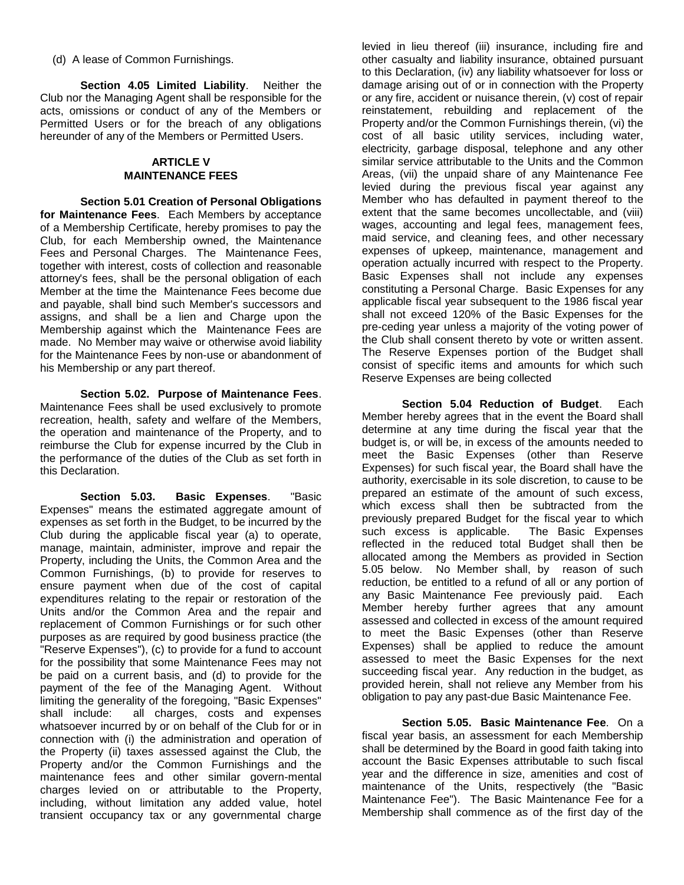(d) A lease of Common Furnishings.

**Section 4.05 Limited Liability**. Neither the Club nor the Managing Agent shall be responsible for the acts, omissions or conduct of any of the Members or Permitted Users or for the breach of any obligations hereunder of any of the Members or Permitted Users.

## ARTICLE V
## MAINTENANCE FEES

**Section 5.01 Creation of Personal Obligations for Maintenance Fees**. Each Members by acceptance of a Membership Certificate, hereby promises to pay the Club, for each Membership owned, the Maintenance Fees and Personal Charges. The Maintenance Fees, together with interest, costs of collection and reasonable attorney's fees, shall be the personal obligation of each Member at the time the Maintenance Fees become due and payable, shall bind such Member's successors and assigns, and shall be a lien and Charge upon the Membership against which the Maintenance Fees are made. No Member may waive or otherwise avoid liability for the Maintenance Fees by non-use or abandonment of his Membership or any part thereof.

**Section 5.02. Purpose of Maintenance Fees**. Maintenance Fees shall be used exclusively to promote recreation, health, safety and welfare of the Members, the operation and maintenance of the Property, and to reimburse the Club for expense incurred by the Club in the performance of the duties of the Club as set forth in this Declaration.

**Section 5.03. Basic Expenses**. "Basic Expenses" means the estimated aggregate amount of expenses as set forth in the Budget, to be incurred by the Club during the applicable fiscal year (a) to operate, manage, maintain, administer, improve and repair the Property, including the Units, the Common Area and the Common Furnishings, (b) to provide for reserves to ensure payment when due of the cost of capital expenditures relating to the repair or restoration of the Units and/or the Common Area and the repair and replacement of Common Furnishings or for such other purposes as are required by good business practice (the "Reserve Expenses"), (c) to provide for a fund to account for the possibility that some Maintenance Fees may not be paid on a current basis, and (d) to provide for the payment of the fee of the Managing Agent. Without limiting the generality of the foregoing, "Basic Expenses" shall include: all charges, costs and expenses whatsoever incurred by or on behalf of the Club for or in connection with (i) the administration and operation of the Property (ii) taxes assessed against the Club, the Property and/or the Common Furnishings and the maintenance fees and other similar govern-mental charges levied on or attributable to the Property, including, without limitation any added value, hotel transient occupancy tax or any governmental charge levied in lieu thereof (iii) insurance, including fire and other casualty and liability insurance, obtained pursuant to this Declaration, (iv) any liability whatsoever for loss or damage arising out of or in connection with the Property or any fire, accident or nuisance therein, (v) cost of repair reinstatement, rebuilding and replacement of the Property and/or the Common Furnishings therein, (vi) the cost of all basic utility services, including water, electricity, garbage disposal, telephone and any other similar service attributable to the Units and the Common Areas, (vii) the unpaid share of any Maintenance Fee levied during the previous fiscal year against any Member who has defaulted in payment thereof to the extent that the same becomes uncollectable, and (viii) wages, accounting and legal fees, management fees, maid service, and cleaning fees, and other necessary expenses of upkeep, maintenance, management and operation actually incurred with respect to the Property. Basic Expenses shall not include any expenses constituting a Personal Charge. Basic Expenses for any applicable fiscal year subsequent to the 1986 fiscal year shall not exceed 120% of the Basic Expenses for the pre-ceding year unless a majority of the voting power of the Club shall consent thereto by vote or written assent. The Reserve Expenses portion of the Budget shall consist of specific items and amounts for which such Reserve Expenses are being collected

**Section 5.04 Reduction of Budget**. Each Member hereby agrees that in the event the Board shall determine at any time during the fiscal year that the budget is, or will be, in excess of the amounts needed to meet the Basic Expenses (other than Reserve Expenses) for such fiscal year, the Board shall have the authority, exercisable in its sole discretion, to cause to be prepared an estimate of the amount of such excess, which excess shall then be subtracted from the previously prepared Budget for the fiscal year to which such excess is applicable. The Basic Expenses reflected in the reduced total Budget shall then be allocated among the Members as provided in Section 5.05 below. No Member shall, by reason of such reduction, be entitled to a refund of all or any portion of any Basic Maintenance Fee previously paid. Each Member hereby further agrees that any amount assessed and collected in excess of the amount required to meet the Basic Expenses (other than Reserve Expenses) shall be applied to reduce the amount assessed to meet the Basic Expenses for the next succeeding fiscal year. Any reduction in the budget, as provided herein, shall not relieve any Member from his obligation to pay any past-due Basic Maintenance Fee.

**Section 5.05. Basic Maintenance Fee**. On a fiscal year basis, an assessment for each Membership shall be determined by the Board in good faith taking into account the Basic Expenses attributable to such fiscal year and the difference in size, amenities and cost of maintenance of the Units, respectively (the "Basic Maintenance Fee"). The Basic Maintenance Fee for a Membership shall commence as of the first day of the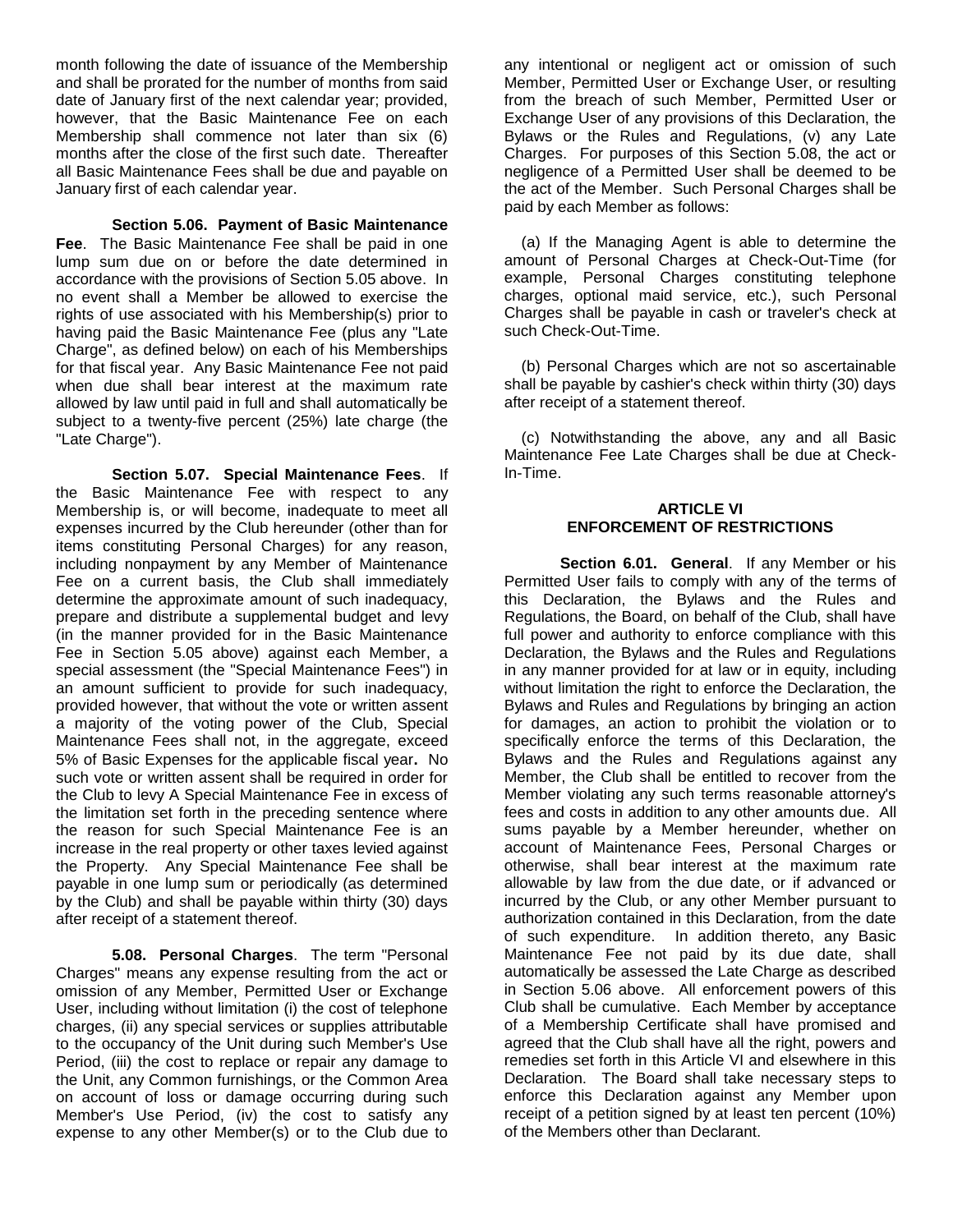month following the date of issuance of the Membership and shall be prorated for the number of months from said date of January first of the next calendar year; provided, however, that the Basic Maintenance Fee on each Membership shall commence not later than six (6) months after the close of the first such date. Thereafter all Basic Maintenance Fees shall be due and payable on January first of each calendar year.

**Section 5.06. Payment of Basic Maintenance Fee**. The Basic Maintenance Fee shall be paid in one lump sum due on or before the date determined in accordance with the provisions of Section 5.05 above. In no event shall a Member be allowed to exercise the rights of use associated with his Membership(s) prior to having paid the Basic Maintenance Fee (plus any "Late Charge", as defined below) on each of his Memberships for that fiscal year. Any Basic Maintenance Fee not paid when due shall bear interest at the maximum rate allowed by law until paid in full and shall automatically be subject to a twenty-five percent (25%) late charge (the "Late Charge").

**Section 5.07. Special Maintenance Fees**. If the Basic Maintenance Fee with respect to any Membership is, or will become, inadequate to meet all expenses incurred by the Club hereunder (other than for items constituting Personal Charges) for any reason, including nonpayment by any Member of Maintenance Fee on a current basis, the Club shall immediately determine the approximate amount of such inadequacy, prepare and distribute a supplemental budget and levy (in the manner provided for in the Basic Maintenance Fee in Section 5.05 above) against each Member, a special assessment (the "Special Maintenance Fees") in an amount sufficient to provide for such inadequacy, provided however, that without the vote or written assent a majority of the voting power of the Club, Special Maintenance Fees shall not, in the aggregate, exceed 5% of Basic Expenses for the applicable fiscal year**.** No such vote or written assent shall be required in order for the Club to levy A Special Maintenance Fee in excess of the limitation set forth in the preceding sentence where the reason for such Special Maintenance Fee is an increase in the real property or other taxes levied against the Property. Any Special Maintenance Fee shall be payable in one lump sum or periodically (as determined by the Club) and shall be payable within thirty (30) days after receipt of a statement thereof.

**5.08. Personal Charges**. The term "Personal Charges" means any expense resulting from the act or omission of any Member, Permitted User or Exchange User, including without limitation (i) the cost of telephone charges, (ii) any special services or supplies attributable to the occupancy of the Unit during such Member's Use Period, (iii) the cost to replace or repair any damage to the Unit, any Common furnishings, or the Common Area on account of loss or damage occurring during such Member's Use Period, (iv) the cost to satisfy any expense to any other Member(s) or to the Club due to any intentional or negligent act or omission of such Member, Permitted User or Exchange User, or resulting from the breach of such Member, Permitted User or Exchange User of any provisions of this Declaration, the Bylaws or the Rules and Regulations, (v) any Late Charges. For purposes of this Section 5.08, the act or negligence of a Permitted User shall be deemed to be the act of the Member. Such Personal Charges shall be paid by each Member as follows:

(a) If the Managing Agent is able to determine the amount of Personal Charges at Check-Out-Time (for example, Personal Charges constituting telephone charges, optional maid service, etc.), such Personal Charges shall be payable in cash or traveler's check at such Check-Out-Time.

(b) Personal Charges which are not so ascertainable shall be payable by cashier's check within thirty (30) days after receipt of a statement thereof.

(c) Notwithstanding the above, any and all Basic Maintenance Fee Late Charges shall be due at Check-In-Time.

## ARTICLE VI
## ENFORCEMENT OF RESTRICTIONS

**Section 6.01. General**. If any Member or his Permitted User fails to comply with any of the terms of this Declaration, the Bylaws and the Rules and Regulations, the Board, on behalf of the Club, shall have full power and authority to enforce compliance with this Declaration, the Bylaws and the Rules and Regulations in any manner provided for at law or in equity, including without limitation the right to enforce the Declaration, the Bylaws and Rules and Regulations by bringing an action for damages, an action to prohibit the violation or to specifically enforce the terms of this Declaration, the Bylaws and the Rules and Regulations against any Member, the Club shall be entitled to recover from the Member violating any such terms reasonable attorney's fees and costs in addition to any other amounts due. All sums payable by a Member hereunder, whether on account of Maintenance Fees, Personal Charges or otherwise, shall bear interest at the maximum rate allowable by law from the due date, or if advanced or incurred by the Club, or any other Member pursuant to authorization contained in this Declaration, from the date of such expenditure. In addition thereto, any Basic Maintenance Fee not paid by its due date, shall automatically be assessed the Late Charge as described in Section 5.06 above. All enforcement powers of this Club shall be cumulative. Each Member by acceptance of a Membership Certificate shall have promised and agreed that the Club shall have all the right, powers and remedies set forth in this Article VI and elsewhere in this Declaration. The Board shall take necessary steps to enforce this Declaration against any Member upon receipt of a petition signed by at least ten percent (10%) of the Members other than Declarant.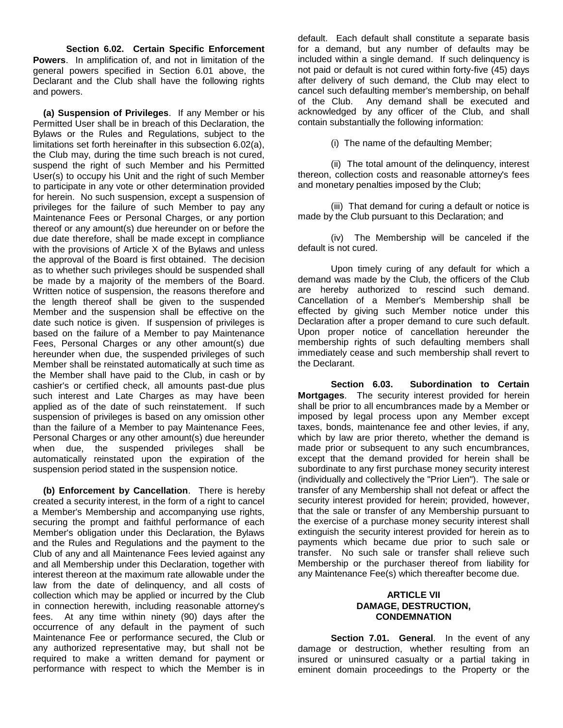**Section 6.02. Certain Specific Enforcement Powers**. In amplification of, and not in limitation of the general powers specified in Section 6.01 above, the Declarant and the Club shall have the following rights and powers.

**(a) Suspension of Privileges**. If any Member or his Permitted User shall be in breach of this Declaration, the Bylaws or the Rules and Regulations, subject to the limitations set forth hereinafter in this subsection 6.02(a), the Club may, during the time such breach is not cured, suspend the right of such Member and his Permitted User(s) to occupy his Unit and the right of such Member to participate in any vote or other determination provided for herein. No such suspension, except a suspension of privileges for the failure of such Member to pay any Maintenance Fees or Personal Charges, or any portion thereof or any amount(s) due hereunder on or before the due date therefore, shall be made except in compliance with the provisions of Article X of the Bylaws and unless the approval of the Board is first obtained. The decision as to whether such privileges should be suspended shall be made by a majority of the members of the Board. Written notice of suspension, the reasons therefore and the length thereof shall be given to the suspended Member and the suspension shall be effective on the date such notice is given. If suspension of privileges is based on the failure of a Member to pay Maintenance Fees, Personal Charges or any other amount(s) due hereunder when due, the suspended privileges of such Member shall be reinstated automatically at such time as the Member shall have paid to the Club, in cash or by cashier's or certified check, all amounts past-due plus such interest and Late Charges as may have been applied as of the date of such reinstatement. If such suspension of privileges is based on any omission other than the failure of a Member to pay Maintenance Fees, Personal Charges or any other amount(s) due hereunder when due, the suspended privileges shall be automatically reinstated upon the expiration of the suspension period stated in the suspension notice.

**(b) Enforcement by Cancellation**. There is hereby created a security interest, in the form of a right to cancel a Member's Membership and accompanying use rights, securing the prompt and faithful performance of each Member's obligation under this Declaration, the Bylaws and the Rules and Regulations and the payment to the Club of any and all Maintenance Fees levied against any and all Membership under this Declaration, together with interest thereon at the maximum rate allowable under the law from the date of delinquency, and all costs of collection which may be applied or incurred by the Club in connection herewith, including reasonable attorney's fees. At any time within ninety (90) days after the occurrence of any default in the payment of such Maintenance Fee or performance secured, the Club or any authorized representative may, but shall not be required to make a written demand for payment or performance with respect to which the Member is in default. Each default shall constitute a separate basis for a demand, but any number of defaults may be included within a single demand. If such delinquency is not paid or default is not cured within forty-five (45) days after delivery of such demand, the Club may elect to cancel such defaulting member's membership, on behalf of the Club. Any demand shall be executed and acknowledged by any officer of the Club, and shall contain substantially the following information:

(i) The name of the defaulting Member;

(ii) The total amount of the delinquency, interest thereon, collection costs and reasonable attorney's fees and monetary penalties imposed by the Club;

(iii) That demand for curing a default or notice is made by the Club pursuant to this Declaration; and

(iv) The Membership will be canceled if the default is not cured.

Upon timely curing of any default for which a demand was made by the Club, the officers of the Club are hereby authorized to rescind such demand. Cancellation of a Member's Membership shall be effected by giving such Member notice under this Declaration after a proper demand to cure such default. Upon proper notice of cancellation hereunder the membership rights of such defaulting members shall immediately cease and such membership shall revert to the Declarant.

**Section 6.03. Subordination to Certain Mortgages**. The security interest provided for herein shall be prior to all encumbrances made by a Member or imposed by legal process upon any Member except taxes, bonds, maintenance fee and other levies, if any, which by law are prior thereto, whether the demand is made prior or subsequent to any such encumbrances, except that the demand provided for herein shall be subordinate to any first purchase money security interest (individually and collectively the "Prior Lien"). The sale or transfer of any Membership shall not defeat or affect the security interest provided for herein; provided, however, that the sale or transfer of any Membership pursuant to the exercise of a purchase money security interest shall extinguish the security interest provided for herein as to payments which became due prior to such sale or transfer. No such sale or transfer shall relieve such Membership or the purchaser thereof from liability for any Maintenance Fee(s) which thereafter become due.

## ARTICLE VII
## DAMAGE, DESTRUCTION, CONDEMNATION

**Section 7.01. General**. In the event of any damage or destruction, whether resulting from an insured or uninsured casualty or a partial taking in eminent domain proceedings to the Property or the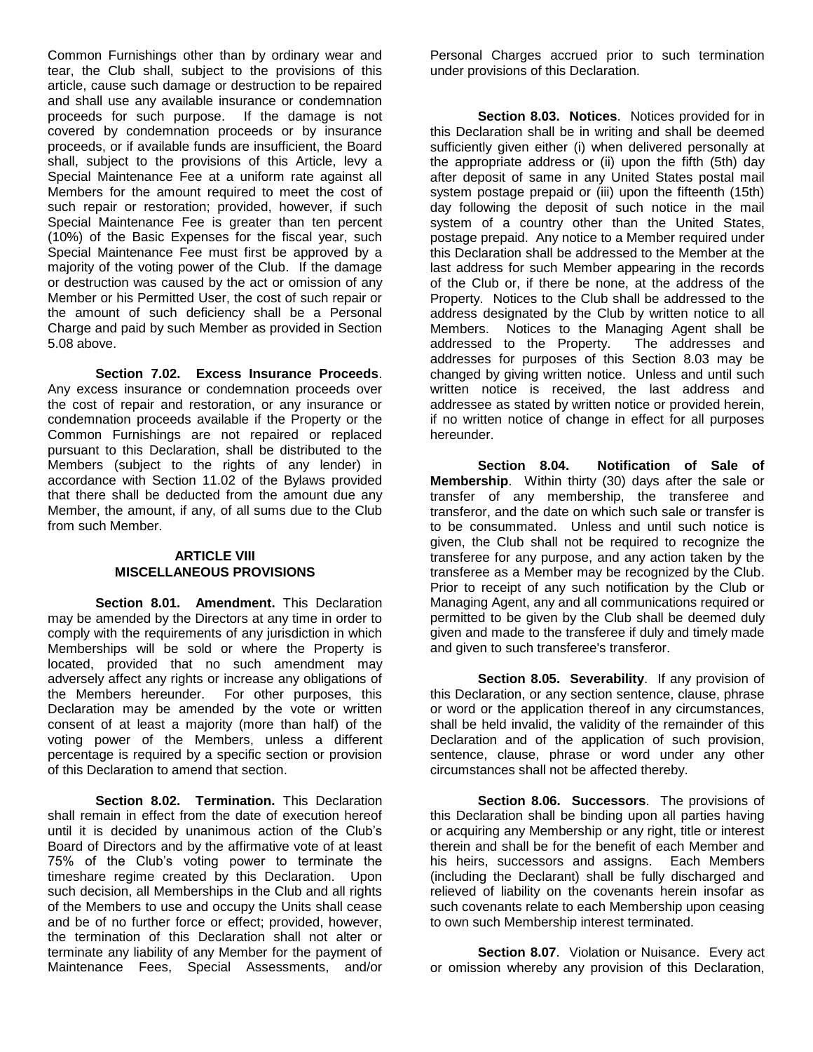Common Furnishings other than by ordinary wear and tear, the Club shall, subject to the provisions of this article, cause such damage or destruction to be repaired and shall use any available insurance or condemnation proceeds for such purpose. If the damage is not covered by condemnation proceeds or by insurance proceeds, or if available funds are insufficient, the Board shall, subject to the provisions of this Article, levy a Special Maintenance Fee at a uniform rate against all Members for the amount required to meet the cost of such repair or restoration; provided, however, if such Special Maintenance Fee is greater than ten percent (10%) of the Basic Expenses for the fiscal year, such Special Maintenance Fee must first be approved by a majority of the voting power of the Club. If the damage or destruction was caused by the act or omission of any Member or his Permitted User, the cost of such repair or the amount of such deficiency shall be a Personal Charge and paid by such Member as provided in Section 5.08 above.

**Section 7.02. Excess Insurance Proceeds**. Any excess insurance or condemnation proceeds over the cost of repair and restoration, or any insurance or condemnation proceeds available if the Property or the Common Furnishings are not repaired or replaced pursuant to this Declaration, shall be distributed to the Members (subject to the rights of any lender) in accordance with Section 11.02 of the Bylaws provided that there shall be deducted from the amount due any Member, the amount, if any, of all sums due to the Club from such Member.

## ARTICLE VIII
## MISCELLANEOUS PROVISIONS

**Section 8.01. Amendment.** This Declaration may be amended by the Directors at any time in order to comply with the requirements of any jurisdiction in which Memberships will be sold or where the Property is located, provided that no such amendment may adversely affect any rights or increase any obligations of the Members hereunder. For other purposes, this Declaration may be amended by the vote or written consent of at least a majority (more than half) of the voting power of the Members, unless a different percentage is required by a specific section or provision of this Declaration to amend that section.

**Section 8.02. Termination.** This Declaration shall remain in effect from the date of execution hereof until it is decided by unanimous action of the Club's Board of Directors and by the affirmative vote of at least 75% of the Club's voting power to terminate the timeshare regime created by this Declaration. Upon such decision, all Memberships in the Club and all rights of the Members to use and occupy the Units shall cease and be of no further force or effect; provided, however, the termination of this Declaration shall not alter or terminate any liability of any Member for the payment of Maintenance Fees, Special Assessments, and/or Personal Charges accrued prior to such termination under provisions of this Declaration.

**Section 8.03. Notices**. Notices provided for in this Declaration shall be in writing and shall be deemed sufficiently given either (i) when delivered personally at the appropriate address or (ii) upon the fifth (5th) day after deposit of same in any United States postal mail system postage prepaid or (iii) upon the fifteenth (15th) day following the deposit of such notice in the mail system of a country other than the United States, postage prepaid. Any notice to a Member required under this Declaration shall be addressed to the Member at the last address for such Member appearing in the records of the Club or, if there be none, at the address of the Property. Notices to the Club shall be addressed to the address designated by the Club by written notice to all Members. Notices to the Managing Agent shall be addressed to the Property. The addresses and addresses for purposes of this Section 8.03 may be changed by giving written notice. Unless and until such written notice is received, the last address and addressee as stated by written notice or provided herein, if no written notice of change in effect for all purposes hereunder.

**Section 8.04. Notification of Sale of Membership**. Within thirty (30) days after the sale or transfer of any membership, the transferee and transferor, and the date on which such sale or transfer is to be consummated. Unless and until such notice is given, the Club shall not be required to recognize the transferee for any purpose, and any action taken by the transferee as a Member may be recognized by the Club. Prior to receipt of any such notification by the Club or Managing Agent, any and all communications required or permitted to be given by the Club shall be deemed duly given and made to the transferee if duly and timely made and given to such transferee's transferor.

**Section 8.05. Severability**. If any provision of this Declaration, or any section sentence, clause, phrase or word or the application thereof in any circumstances, shall be held invalid, the validity of the remainder of this Declaration and of the application of such provision, sentence, clause, phrase or word under any other circumstances shall not be affected thereby.

**Section 8.06. Successors**. The provisions of this Declaration shall be binding upon all parties having or acquiring any Membership or any right, title or interest therein and shall be for the benefit of each Member and his heirs, successors and assigns. Each Members (including the Declarant) shall be fully discharged and relieved of liability on the covenants herein insofar as such covenants relate to each Membership upon ceasing to own such Membership interest terminated.

**Section 8.07**. Violation or Nuisance. Every act or omission whereby any provision of this Declaration,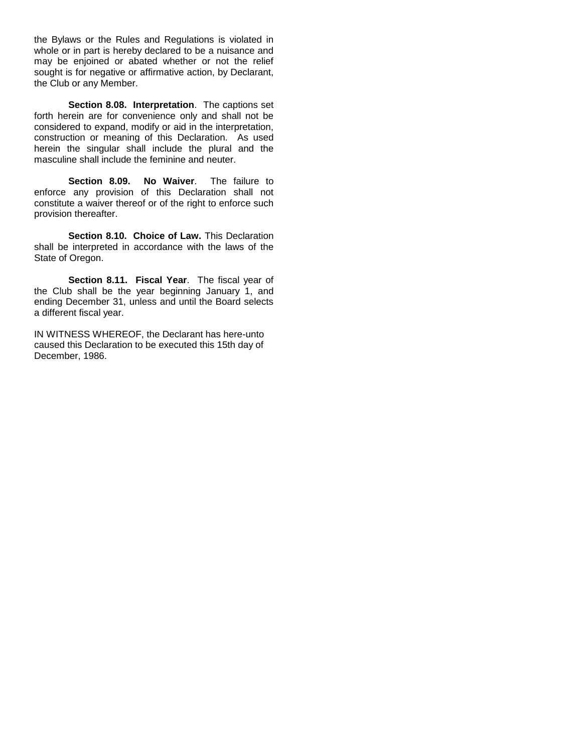the Bylaws or the Rules and Regulations is violated in whole or in part is hereby declared to be a nuisance and may be enjoined or abated whether or not the relief sought is for negative or affirmative action, by Declarant, the Club or any Member.

**Section 8.08. Interpretation**. The captions set forth herein are for convenience only and shall not be considered to expand, modify or aid in the interpretation, construction or meaning of this Declaration. As used herein the singular shall include the plural and the masculine shall include the feminine and neuter.

**Section 8.09. No Waiver**. The failure to enforce any provision of this Declaration shall not constitute a waiver thereof or of the right to enforce such provision thereafter.

**Section 8.10. Choice of Law.** This Declaration shall be interpreted in accordance with the laws of the State of Oregon.

**Section 8.11. Fiscal Year**. The fiscal year of the Club shall be the year beginning January 1, and ending December 31, unless and until the Board selects a different fiscal year.

IN WITNESS WHEREOF, the Declarant has here-unto caused this Declaration to be executed this 15th day of December, 1986.